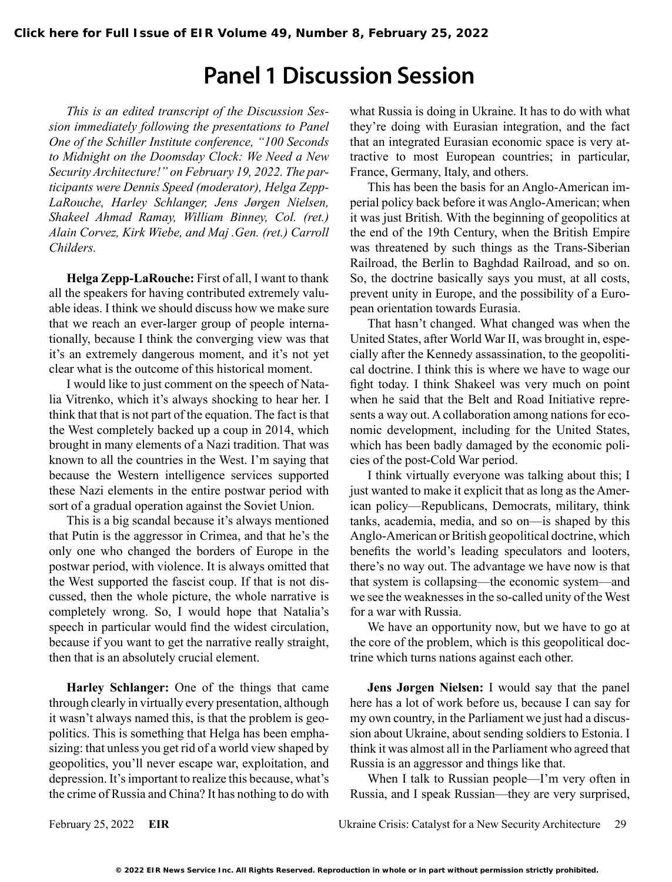# Panel 1 Discussion Session

*This is an edited transcript of the Discussion Session immediately following the presentations to Panel One of the Schiller Institute conference, "100 Seconds to Midnight on the Doomsday Clock: We Need a New Security Architecture!" on February 19, 2022. The participants were Dennis Speed (moderator), Helga Zepp-LaRouche, Harley Schlanger, Jens Jørgen Nielsen, Shakeel Ahmad Ramay, William Binney, Col. (ret.) Alain Corvez, Kirk Wiebe, and Maj .Gen. (ret.) Carroll Childers.*

**Helga Zepp-LaRouche:** First of all, I want to thank all the speakers for having contributed extremely valuable ideas. I think we should discuss how we make sure that we reach an ever-larger group of people internationally, because I think the converging view was that it's an extremely dangerous moment, and it's not yet clear what is the outcome of this historical moment.

I would like to just comment on the speech of Natalia Vitrenko, which it's always shocking to hear her. I think that that is not part of the equation. The fact is that the West completely backed up a coup in 2014, which brought in many elements of a Nazi tradition. That was known to all the countries in the West. I'm saying that because the Western intelligence services supported these Nazi elements in the entire postwar period with sort of a gradual operation against the Soviet Union.

This is a big scandal because it's always mentioned that Putin is the aggressor in Crimea, and that he's the only one who changed the borders of Europe in the postwar period, with violence. It is always omitted that the West supported the fascist coup. If that is not discussed, then the whole picture, the whole narrative is completely wrong. So, I would hope that Natalia's speech in particular would find the widest circulation, because if you want to get the narrative really straight, then that is an absolutely crucial element.

**Harley Schlanger:** One of the things that came through clearly in virtually every presentation, although it wasn't always named this, is that the problem is geopolitics. This is something that Helga has been emphasizing: that unless you get rid of a world view shaped by geopolitics, you'll never escape war, exploitation, and depression. It's important to realize this because, what's the crime of Russia and China? It has nothing to do with what Russia is doing in Ukraine. It has to do with what they're doing with Eurasian integration, and the fact that an integrated Eurasian economic space is very attractive to most European countries; in particular, France, Germany, Italy, and others.

This has been the basis for an Anglo-American imperial policy back before it was Anglo-American; when it was just British. With the beginning of geopolitics at the end of the 19th Century, when the British Empire was threatened by such things as the Trans-Siberian Railroad, the Berlin to Baghdad Railroad, and so on. So, the doctrine basically says you must, at all costs, prevent unity in Europe, and the possibility of a European orientation towards Eurasia.

That hasn't changed. What changed was when the United States, after World War II, was brought in, especially after the Kennedy assassination, to the geopolitical doctrine. I think this is where we have to wage our fight today. I think Shakeel was very much on point when he said that the Belt and Road Initiative represents a way out. A collaboration among nations for economic development, including for the United States, which has been badly damaged by the economic policies of the post-Cold War period.

I think virtually everyone was talking about this; I just wanted to make it explicit that as long as the American policy—Republicans, Democrats, military, think tanks, academia, media, and so on—is shaped by this Anglo-American or British geopolitical doctrine, which benefits the world's leading speculators and looters, there's no way out. The advantage we have now is that that system is collapsing—the economic system—and we see the weaknesses in the so-called unity of the West for a war with Russia.

We have an opportunity now, but we have to go at the core of the problem, which is this geopolitical doctrine which turns nations against each other.

**Jens Jørgen Nielsen:** I would say that the panel here has a lot of work before us, because I can say for my own country, in the Parliament we just had a discussion about Ukraine, about sending soldiers to Estonia. I think it was almost all in the Parliament who agreed that Russia is an aggressor and things like that.

When I talk to Russian people—I'm very often in Russia, and I speak Russian—they are very surprised,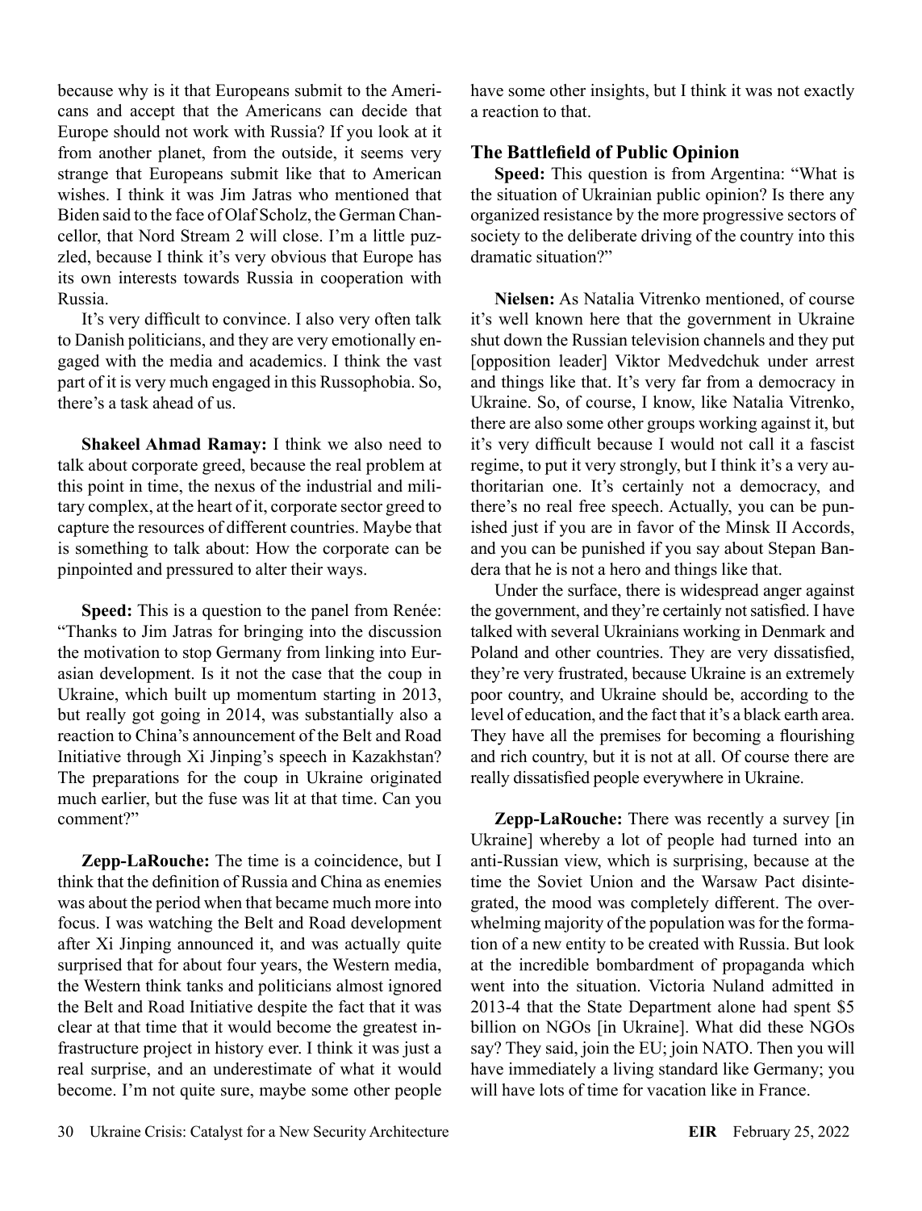because why is it that Europeans submit to the Americans and accept that the Americans can decide that Europe should not work with Russia? If you look at it from another planet, from the outside, it seems very strange that Europeans submit like that to American wishes. I think it was Jim Jatras who mentioned that Biden said to the face of Olaf Scholz, the German Chancellor, that Nord Stream 2 will close. I'm a little puzzled, because I think it's very obvious that Europe has its own interests towards Russia in cooperation with Russia.

It's very difficult to convince. I also very often talk to Danish politicians, and they are very emotionally engaged with the media and academics. I think the vast part of it is very much engaged in this Russophobia. So, there's a task ahead of us.

**Shakeel Ahmad Ramay:** I think we also need to talk about corporate greed, because the real problem at this point in time, the nexus of the industrial and military complex, at the heart of it, corporate sector greed to capture the resources of different countries. Maybe that is something to talk about: How the corporate can be pinpointed and pressured to alter their ways.

**Speed:** This is a question to the panel from Renée: "Thanks to Jim Jatras for bringing into the discussion the motivation to stop Germany from linking into Eurasian development. Is it not the case that the coup in Ukraine, which built up momentum starting in 2013, but really got going in 2014, was substantially also a reaction to China's announcement of the Belt and Road Initiative through Xi Jinping's speech in Kazakhstan? The preparations for the coup in Ukraine originated much earlier, but the fuse was lit at that time. Can you comment?"

**Zepp-LaRouche:** The time is a coincidence, but I think that the definition of Russia and China as enemies was about the period when that became much more into focus. I was watching the Belt and Road development after Xi Jinping announced it, and was actually quite surprised that for about four years, the Western media, the Western think tanks and politicians almost ignored the Belt and Road Initiative despite the fact that it was clear at that time that it would become the greatest infrastructure project in history ever. I think it was just a real surprise, and an underestimate of what it would become. I'm not quite sure, maybe some other people have some other insights, but I think it was not exactly a reaction to that.

## The Battlefield of Public Opinion

**Speed:** This question is from Argentina: "What is the situation of Ukrainian public opinion? Is there any organized resistance by the more progressive sectors of society to the deliberate driving of the country into this dramatic situation?"

**Nielsen:** As Natalia Vitrenko mentioned, of course it's well known here that the government in Ukraine shut down the Russian television channels and they put [opposition leader] Viktor Medvedchuk under arrest and things like that. It's very far from a democracy in Ukraine. So, of course, I know, like Natalia Vitrenko, there are also some other groups working against it, but it's very difficult because I would not call it a fascist regime, to put it very strongly, but I think it's a very authoritarian one. It's certainly not a democracy, and there's no real free speech. Actually, you can be punished just if you are in favor of the Minsk II Accords, and you can be punished if you say about Stepan Bandera that he is not a hero and things like that.

Under the surface, there is widespread anger against the government, and they're certainly not satisfied. I have talked with several Ukrainians working in Denmark and Poland and other countries. They are very dissatisfied, they're very frustrated, because Ukraine is an extremely poor country, and Ukraine should be, according to the level of education, and the fact that it's a black earth area. They have all the premises for becoming a flourishing and rich country, but it is not at all. Of course there are really dissatisfied people everywhere in Ukraine.

**Zepp-LaRouche:** There was recently a survey [in Ukraine] whereby a lot of people had turned into an anti-Russian view, which is surprising, because at the time the Soviet Union and the Warsaw Pact disintegrated, the mood was completely different. The overwhelming majority of the population was for the formation of a new entity to be created with Russia. But look at the incredible bombardment of propaganda which went into the situation. Victoria Nuland admitted in 2013-4 that the State Department alone had spent $5 billion on NGOs [in Ukraine]. What did these NGOs say? They said, join the EU; join NATO. Then you will have immediately a living standard like Germany; you will have lots of time for vacation like in France.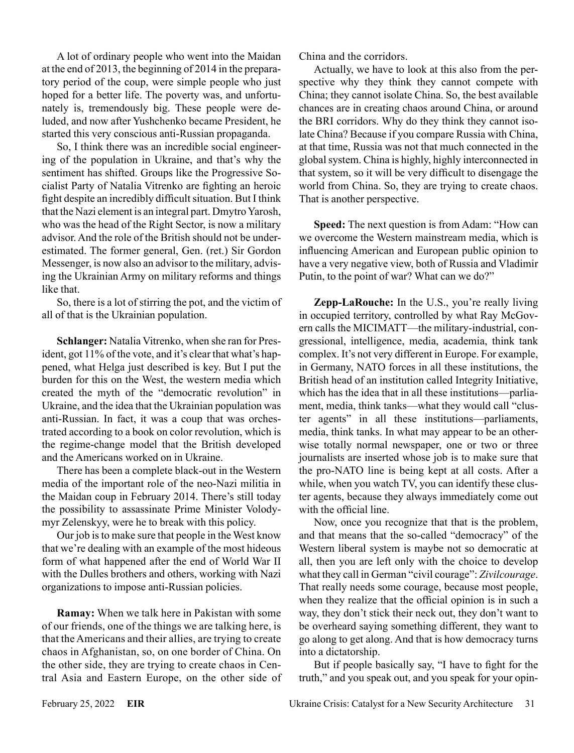A lot of ordinary people who went into the Maidan at the end of 2013, the beginning of 2014 in the preparatory period of the coup, were simple people who just hoped for a better life. The poverty was, and unfortunately is, tremendously big. These people were deluded, and now after Yushchenko became President, he started this very conscious anti-Russian propaganda.

So, I think there was an incredible social engineering of the population in Ukraine, and that's why the sentiment has shifted. Groups like the Progressive Socialist Party of Natalia Vitrenko are fighting an heroic fight despite an incredibly difficult situation. But I think that the Nazi element is an integral part. Dmytro Yarosh, who was the head of the Right Sector, is now a military advisor. And the role of the British should not be underestimated. The former general, Gen. (ret.) Sir Gordon Messenger, is now also an advisor to the military, advising the Ukrainian Army on military reforms and things like that.

So, there is a lot of stirring the pot, and the victim of all of that is the Ukrainian population.

**Schlanger:** Natalia Vitrenko, when she ran for President, got 11% of the vote, and it's clear that what's happened, what Helga just described is key. But I put the burden for this on the West, the western media which created the myth of the "democratic revolution" in Ukraine, and the idea that the Ukrainian population was anti-Russian. In fact, it was a coup that was orchestrated according to a book on color revolution, which is the regime-change model that the British developed and the Americans worked on in Ukraine.

There has been a complete black-out in the Western media of the important role of the neo-Nazi militia in the Maidan coup in February 2014. There's still today the possibility to assassinate Prime Minister Volodymyr Zelenskyy, were he to break with this policy.

Our job is to make sure that people in the West know that we're dealing with an example of the most hideous form of what happened after the end of World War II with the Dulles brothers and others, working with Nazi organizations to impose anti-Russian policies.

**Ramay:** When we talk here in Pakistan with some of our friends, one of the things we are talking here, is that the Americans and their allies, are trying to create chaos in Afghanistan, so, on one border of China. On the other side, they are trying to create chaos in Central Asia and Eastern Europe, on the other side of China and the corridors.

Actually, we have to look at this also from the perspective why they think they cannot compete with China; they cannot isolate China. So, the best available chances are in creating chaos around China, or around the BRI corridors. Why do they think they cannot isolate China? Because if you compare Russia with China, at that time, Russia was not that much connected in the global system. China is highly, highly interconnected in that system, so it will be very difficult to disengage the world from China. So, they are trying to create chaos. That is another perspective.

**Speed:** The next question is from Adam: "How can we overcome the Western mainstream media, which is influencing American and European public opinion to have a very negative view, both of Russia and Vladimir Putin, to the point of war? What can we do?"

**Zepp-LaRouche:** In the U.S., you're really living in occupied territory, controlled by what Ray McGovern calls the MICIMATT—the military-industrial, congressional, intelligence, media, academia, think tank complex. It's not very different in Europe. For example, in Germany, NATO forces in all these institutions, the British head of an institution called Integrity Initiative, which has the idea that in all these institutions—parliament, media, think tanks—what they would call "cluster agents" in all these institutions—parliaments, media, think tanks. In what may appear to be an otherwise totally normal newspaper, one or two or three journalists are inserted whose job is to make sure that the pro-NATO line is being kept at all costs. After a while, when you watch TV, you can identify these cluster agents, because they always immediately come out with the official line.

Now, once you recognize that that is the problem, and that means that the so-called "democracy" of the Western liberal system is maybe not so democratic at all, then you are left only with the choice to develop what they call in German "civil courage": *Zivilcourage*. That really needs some courage, because most people, when they realize that the official opinion is in such a way, they don't stick their neck out, they don't want to be overheard saying something different, they want to go along to get along. And that is how democracy turns into a dictatorship.

But if people basically say, "I have to fight for the truth," and you speak out, and you speak for your opin-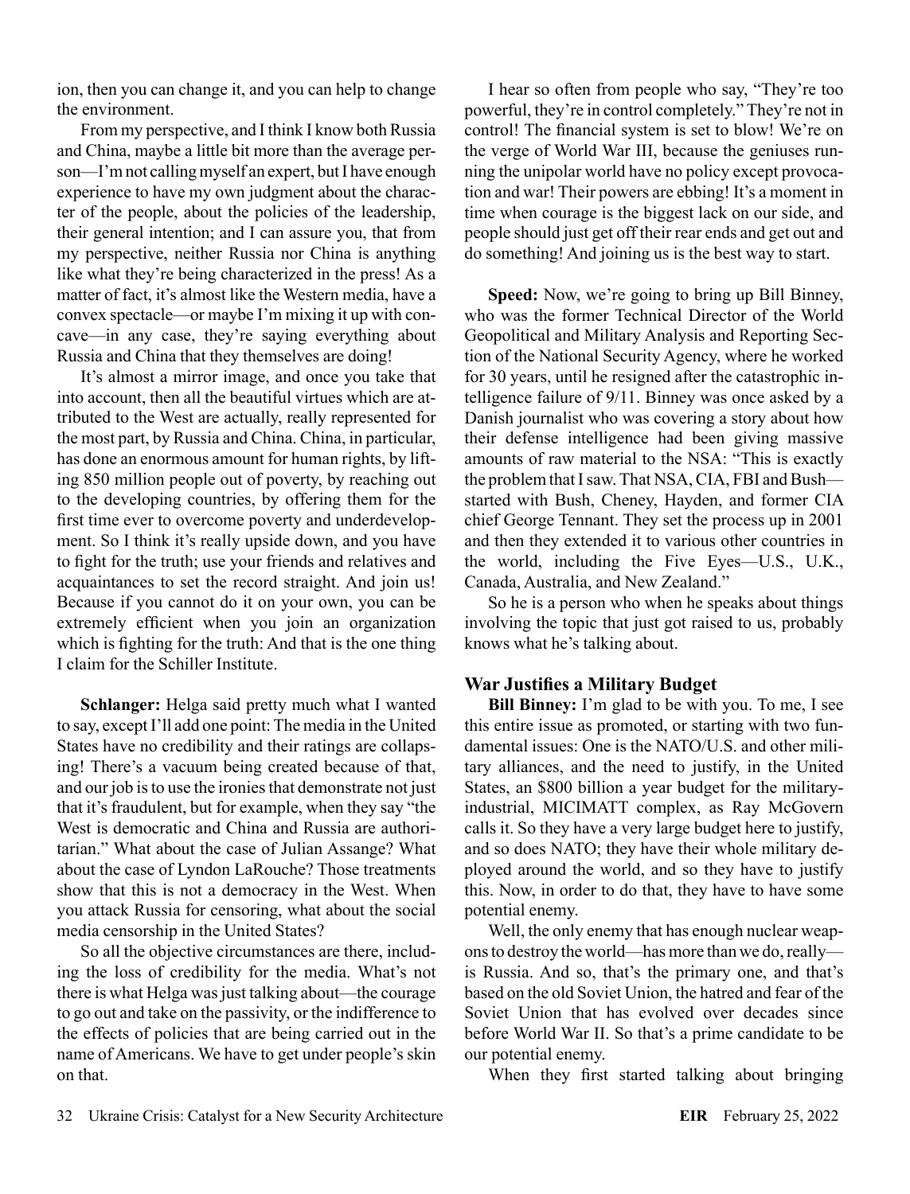ion, then you can change it, and you can help to change the environment.

From my perspective, and I think I know both Russia and China, maybe a little bit more than the average person—I'm not calling myself an expert, but I have enough experience to have my own judgment about the character of the people, about the policies of the leadership, their general intention; and I can assure you, that from my perspective, neither Russia nor China is anything like what they're being characterized in the press! As a matter of fact, it's almost like the Western media, have a convex spectacle—or maybe I'm mixing it up with concave—in any case, they're saying everything about Russia and China that they themselves are doing!

It's almost a mirror image, and once you take that into account, then all the beautiful virtues which are attributed to the West are actually, really represented for the most part, by Russia and China. China, in particular, has done an enormous amount for human rights, by lifting 850 million people out of poverty, by reaching out to the developing countries, by offering them for the first time ever to overcome poverty and underdevelopment. So I think it's really upside down, and you have to fight for the truth; use your friends and relatives and acquaintances to set the record straight. And join us! Because if you cannot do it on your own, you can be extremely efficient when you join an organization which is fighting for the truth: And that is the one thing I claim for the Schiller Institute.

**Schlanger:** Helga said pretty much what I wanted to say, except I'll add one point: The media in the United States have no credibility and their ratings are collapsing! There's a vacuum being created because of that, and our job is to use the ironies that demonstrate not just that it's fraudulent, but for example, when they say "the West is democratic and China and Russia are authoritarian." What about the case of Julian Assange? What about the case of Lyndon LaRouche? Those treatments show that this is not a democracy in the West. When you attack Russia for censoring, what about the social media censorship in the United States?

So all the objective circumstances are there, including the loss of credibility for the media. What's not there is what Helga was just talking about—the courage to go out and take on the passivity, or the indifference to the effects of policies that are being carried out in the name of Americans. We have to get under people's skin on that.

I hear so often from people who say, "They're too powerful, they're in control completely." They're not in control! The financial system is set to blow! We're on the verge of World War III, because the geniuses running the unipolar world have no policy except provocation and war! Their powers are ebbing! It's a moment in time when courage is the biggest lack on our side, and people should just get off their rear ends and get out and do something! And joining us is the best way to start.

**Speed:** Now, we're going to bring up Bill Binney, who was the former Technical Director of the World Geopolitical and Military Analysis and Reporting Section of the National Security Agency, where he worked for 30 years, until he resigned after the catastrophic intelligence failure of 9/11. Binney was once asked by a Danish journalist who was covering a story about how their defense intelligence had been giving massive amounts of raw material to the NSA: "This is exactly the problem that I saw. That NSA, CIA, FBI and Bush—started with Bush, Cheney, Hayden, and former CIA chief George Tennant. They set the process up in 2001 and then they extended it to various other countries in the world, including the Five Eyes—U.S., U.K., Canada, Australia, and New Zealand."

So he is a person who when he speaks about things involving the topic that just got raised to us, probably knows what he's talking about.

### War Justifies a Military Budget

**Bill Binney:** I'm glad to be with you. To me, I see this entire issue as promoted, or starting with two fundamental issues: One is the NATO/U.S. and other military alliances, and the need to justify, in the United States, an $800 billion a year budget for the military-industrial, MICIMATT complex, as Ray McGovern calls it. So they have a very large budget here to justify, and so does NATO; they have their whole military deployed around the world, and so they have to justify this. Now, in order to do that, they have to have some potential enemy.

Well, the only enemy that has enough nuclear weapons to destroy the world—has more than we do, really—is Russia. And so, that's the primary one, and that's based on the old Soviet Union, the hatred and fear of the Soviet Union that has evolved over decades since before World War II. So that's a prime candidate to be our potential enemy.

When they first started talking about bringing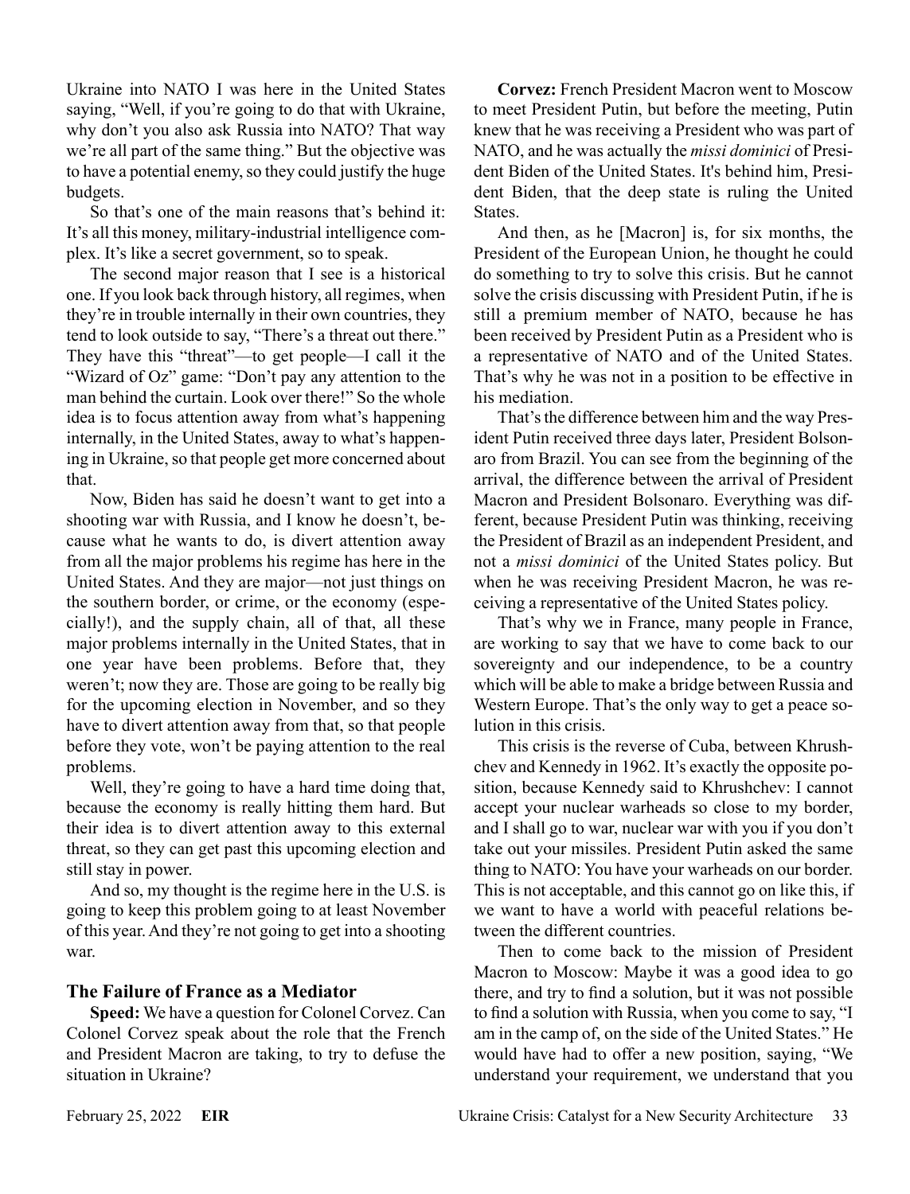Ukraine into NATO I was here in the United States saying, "Well, if you're going to do that with Ukraine, why don't you also ask Russia into NATO? That way we're all part of the same thing." But the objective was to have a potential enemy, so they could justify the huge budgets.

So that's one of the main reasons that's behind it: It's all this money, military-industrial intelligence complex. It's like a secret government, so to speak.

The second major reason that I see is a historical one. If you look back through history, all regimes, when they're in trouble internally in their own countries, they tend to look outside to say, "There's a threat out there." They have this "threat"—to get people—I call it the "Wizard of Oz" game: "Don't pay any attention to the man behind the curtain. Look over there!" So the whole idea is to focus attention away from what's happening internally, in the United States, away to what's happening in Ukraine, so that people get more concerned about that.

Now, Biden has said he doesn't want to get into a shooting war with Russia, and I know he doesn't, because what he wants to do, is divert attention away from all the major problems his regime has here in the United States. And they are major—not just things on the southern border, or crime, or the economy (especially!), and the supply chain, all of that, all these major problems internally in the United States, that in one year have been problems. Before that, they weren't; now they are. Those are going to be really big for the upcoming election in November, and so they have to divert attention away from that, so that people before they vote, won't be paying attention to the real problems.

Well, they're going to have a hard time doing that, because the economy is really hitting them hard. But their idea is to divert attention away to this external threat, so they can get past this upcoming election and still stay in power.

And so, my thought is the regime here in the U.S. is going to keep this problem going to at least November of this year. And they're not going to get into a shooting war.

### The Failure of France as a Mediator

**Speed:** We have a question for Colonel Corvez. Can Colonel Corvez speak about the role that the French and President Macron are taking, to try to defuse the situation in Ukraine?

**Corvez:** French President Macron went to Moscow to meet President Putin, but before the meeting, Putin knew that he was receiving a President who was part of NATO, and he was actually the *missi dominici* of President Biden of the United States. It's behind him, President Biden, that the deep state is ruling the United States.

And then, as he [Macron] is, for six months, the President of the European Union, he thought he could do something to try to solve this crisis. But he cannot solve the crisis discussing with President Putin, if he is still a premium member of NATO, because he has been received by President Putin as a President who is a representative of NATO and of the United States. That's why he was not in a position to be effective in his mediation.

That's the difference between him and the way President Putin received three days later, President Bolsonaro from Brazil. You can see from the beginning of the arrival, the difference between the arrival of President Macron and President Bolsonaro. Everything was different, because President Putin was thinking, receiving the President of Brazil as an independent President, and not a *missi dominici* of the United States policy. But when he was receiving President Macron, he was receiving a representative of the United States policy.

That's why we in France, many people in France, are working to say that we have to come back to our sovereignty and our independence, to be a country which will be able to make a bridge between Russia and Western Europe. That's the only way to get a peace solution in this crisis.

This crisis is the reverse of Cuba, between Khrushchev and Kennedy in 1962. It's exactly the opposite position, because Kennedy said to Khrushchev: I cannot accept your nuclear warheads so close to my border, and I shall go to war, nuclear war with you if you don't take out your missiles. President Putin asked the same thing to NATO: You have your warheads on our border. This is not acceptable, and this cannot go on like this, if we want to have a world with peaceful relations between the different countries.

Then to come back to the mission of President Macron to Moscow: Maybe it was a good idea to go there, and try to find a solution, but it was not possible to find a solution with Russia, when you come to say, "I am in the camp of, on the side of the United States." He would have had to offer a new position, saying, "We understand your requirement, we understand that you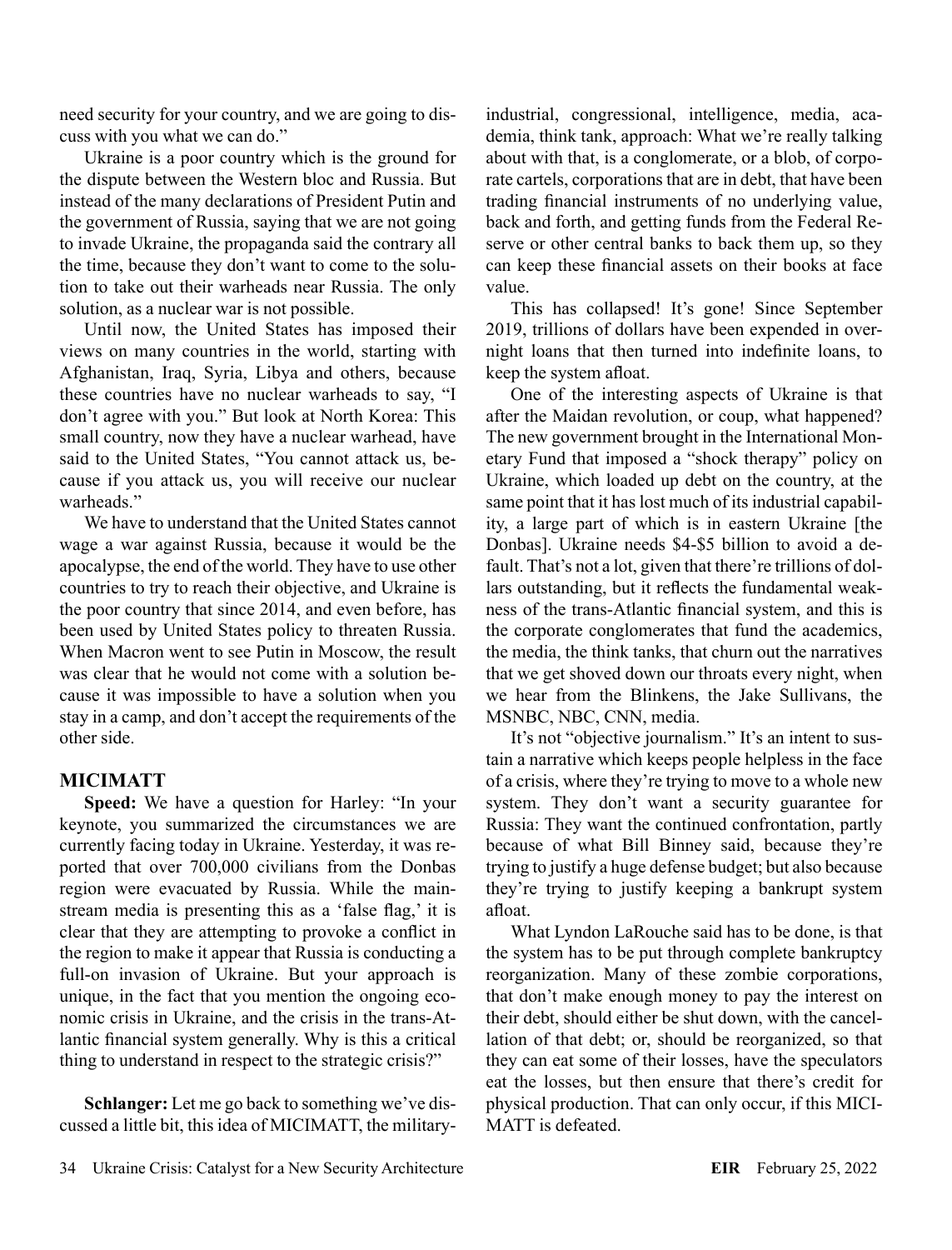need security for your country, and we are going to discuss with you what we can do."

Ukraine is a poor country which is the ground for the dispute between the Western bloc and Russia. But instead of the many declarations of President Putin and the government of Russia, saying that we are not going to invade Ukraine, the propaganda said the contrary all the time, because they don't want to come to the solution to take out their warheads near Russia. The only solution, as a nuclear war is not possible.

Until now, the United States has imposed their views on many countries in the world, starting with Afghanistan, Iraq, Syria, Libya and others, because these countries have no nuclear warheads to say, "I don't agree with you." But look at North Korea: This small country, now they have a nuclear warhead, have said to the United States, "You cannot attack us, because if you attack us, you will receive our nuclear warheads."

We have to understand that the United States cannot wage a war against Russia, because it would be the apocalypse, the end of the world. They have to use other countries to try to reach their objective, and Ukraine is the poor country that since 2014, and even before, has been used by United States policy to threaten Russia. When Macron went to see Putin in Moscow, the result was clear that he would not come with a solution because it was impossible to have a solution when you stay in a camp, and don't accept the requirements of the other side.

## MICIMATT

**Speed:** We have a question for Harley: "In your keynote, you summarized the circumstances we are currently facing today in Ukraine. Yesterday, it was reported that over 700,000 civilians from the Donbas region were evacuated by Russia. While the mainstream media is presenting this as a 'false flag,' it is clear that they are attempting to provoke a conflict in the region to make it appear that Russia is conducting a full-on invasion of Ukraine. But your approach is unique, in the fact that you mention the ongoing economic crisis in Ukraine, and the crisis in the trans-Atlantic financial system generally. Why is this a critical thing to understand in respect to the strategic crisis?"

**Schlanger:** Let me go back to something we've discussed a little bit, this idea of MICIMATT, the military-industrial, congressional, intelligence, media, academia, think tank, approach: What we're really talking about with that, is a conglomerate, or a blob, of corporate cartels, corporations that are in debt, that have been trading financial instruments of no underlying value, back and forth, and getting funds from the Federal Reserve or other central banks to back them up, so they can keep these financial assets on their books at face value.

This has collapsed! It's gone! Since September 2019, trillions of dollars have been expended in overnight loans that then turned into indefinite loans, to keep the system afloat.

One of the interesting aspects of Ukraine is that after the Maidan revolution, or coup, what happened? The new government brought in the International Monetary Fund that imposed a "shock therapy" policy on Ukraine, which loaded up debt on the country, at the same point that it has lost much of its industrial capability, a large part of which is in eastern Ukraine [the Donbas]. Ukraine needs $4-$5 billion to avoid a default. That's not a lot, given that there're trillions of dollars outstanding, but it reflects the fundamental weakness of the trans-Atlantic financial system, and this is the corporate conglomerates that fund the academics, the media, the think tanks, that churn out the narratives that we get shoved down our throats every night, when we hear from the Blinkens, the Jake Sullivans, the MSNBC, NBC, CNN, media.

It's not "objective journalism." It's an intent to sustain a narrative which keeps people helpless in the face of a crisis, where they're trying to move to a whole new system. They don't want a security guarantee for Russia: They want the continued confrontation, partly because of what Bill Binney said, because they're trying to justify a huge defense budget; but also because they're trying to justify keeping a bankrupt system afloat.

What Lyndon LaRouche said has to be done, is that the system has to be put through complete bankruptcy reorganization. Many of these zombie corporations, that don't make enough money to pay the interest on their debt, should either be shut down, with the cancellation of that debt; or, should be reorganized, so that they can eat some of their losses, have the speculators eat the losses, but then ensure that there's credit for physical production. That can only occur, if this MICIMATT is defeated.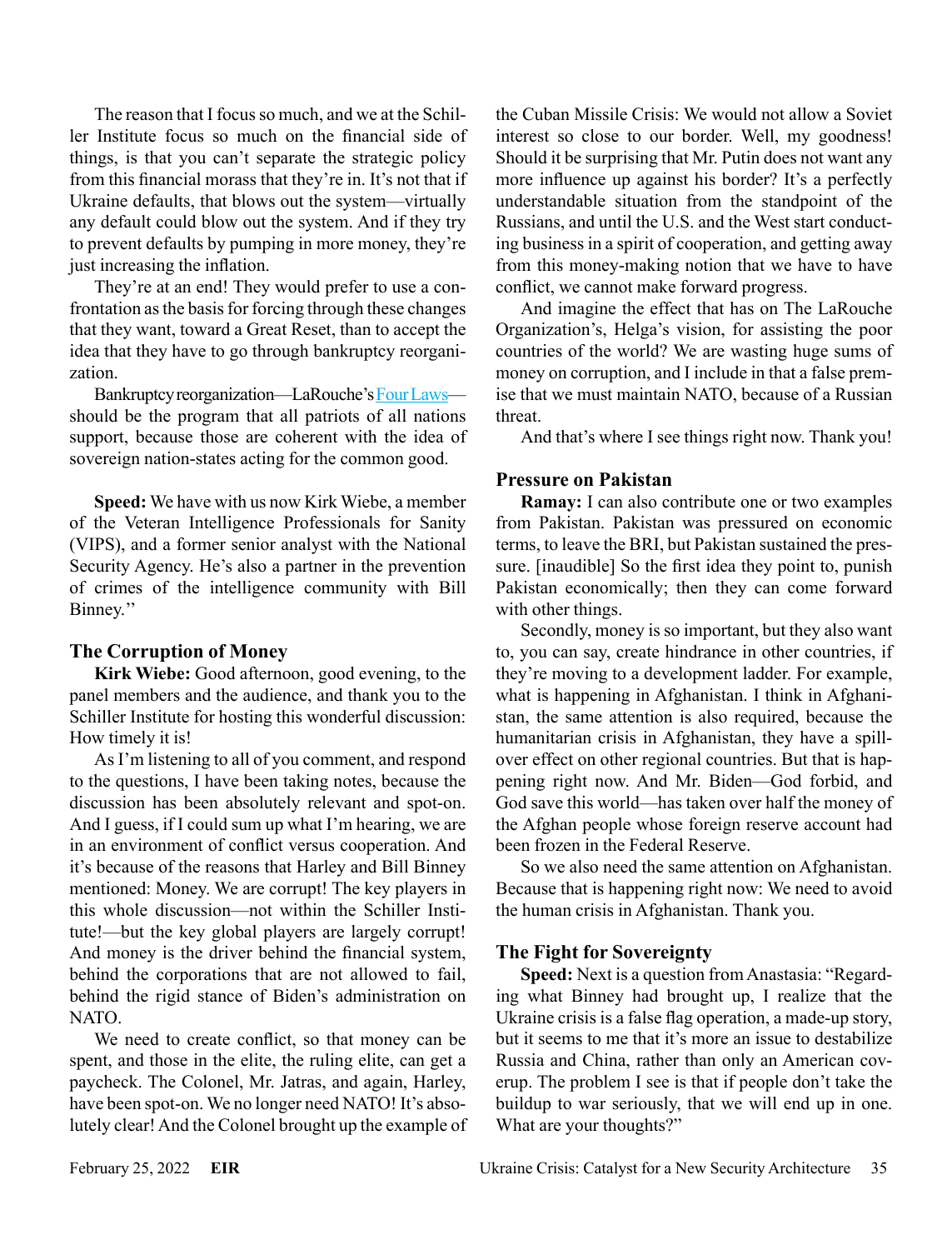The reason that I focus so much, and we at the Schiller Institute focus so much on the financial side of things, is that you can't separate the strategic policy from this financial morass that they're in. It's not that if Ukraine defaults, that blows out the system—virtually any default could blow out the system. And if they try to prevent defaults by pumping in more money, they're just increasing the inflation.

They're at an end! They would prefer to use a confrontation as the basis for forcing through these changes that they want, toward a Great Reset, than to accept the idea that they have to go through bankruptcy reorganization.

Bankruptcy reorganization—LaRouche's Four Laws—should be the program that all patriots of all nations support, because those are coherent with the idea of sovereign nation-states acting for the common good.

**Speed:** We have with us now Kirk Wiebe, a member of the Veteran Intelligence Professionals for Sanity (VIPS), and a former senior analyst with the National Security Agency. He's also a partner in the prevention of crimes of the intelligence community with Bill Binney.''

### The Corruption of Money

**Kirk Wiebe:** Good afternoon, good evening, to the panel members and the audience, and thank you to the Schiller Institute for hosting this wonderful discussion: How timely it is!

As I'm listening to all of you comment, and respond to the questions, I have been taking notes, because the discussion has been absolutely relevant and spot-on. And I guess, if I could sum up what I'm hearing, we are in an environment of conflict versus cooperation. And it's because of the reasons that Harley and Bill Binney mentioned: Money. We are corrupt! The key players in this whole discussion—not within the Schiller Institute!—but the key global players are largely corrupt! And money is the driver behind the financial system, behind the corporations that are not allowed to fail, behind the rigid stance of Biden's administration on NATO.

We need to create conflict, so that money can be spent, and those in the elite, the ruling elite, can get a paycheck. The Colonel, Mr. Jatras, and again, Harley, have been spot-on. We no longer need NATO! It's absolutely clear! And the Colonel brought up the example of the Cuban Missile Crisis: We would not allow a Soviet interest so close to our border. Well, my goodness! Should it be surprising that Mr. Putin does not want any more influence up against his border? It's a perfectly understandable situation from the standpoint of the Russians, and until the U.S. and the West start conducting business in a spirit of cooperation, and getting away from this money-making notion that we have to have conflict, we cannot make forward progress.

And imagine the effect that has on The LaRouche Organization's, Helga's vision, for assisting the poor countries of the world? We are wasting huge sums of money on corruption, and I include in that a false premise that we must maintain NATO, because of a Russian threat.

And that's where I see things right now. Thank you!

### Pressure on Pakistan

**Ramay:** I can also contribute one or two examples from Pakistan. Pakistan was pressured on economic terms, to leave the BRI, but Pakistan sustained the pressure. [inaudible] So the first idea they point to, punish Pakistan economically; then they can come forward with other things.

Secondly, money is so important, but they also want to, you can say, create hindrance in other countries, if they're moving to a development ladder. For example, what is happening in Afghanistan. I think in Afghanistan, the same attention is also required, because the humanitarian crisis in Afghanistan, they have a spillover effect on other regional countries. But that is happening right now. And Mr. Biden—God forbid, and God save this world—has taken over half the money of the Afghan people whose foreign reserve account had been frozen in the Federal Reserve.

So we also need the same attention on Afghanistan. Because that is happening right now: We need to avoid the human crisis in Afghanistan. Thank you.

### The Fight for Sovereignty

**Speed:** Next is a question from Anastasia: "Regarding what Binney had brought up, I realize that the Ukraine crisis is a false flag operation, a made-up story, but it seems to me that it's more an issue to destabilize Russia and China, rather than only an American coverup. The problem I see is that if people don't take the buildup to war seriously, that we will end up in one. What are your thoughts?"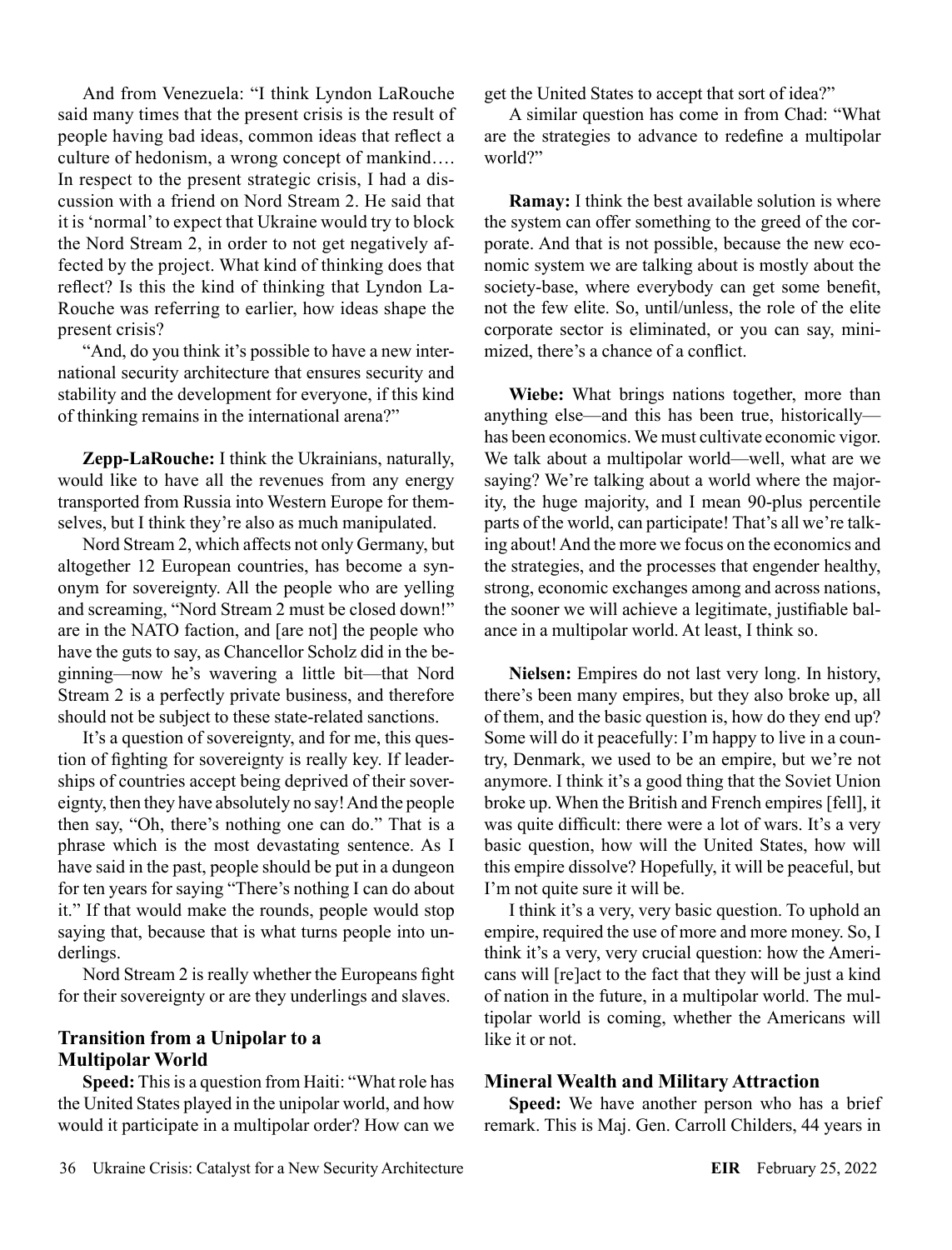And from Venezuela: "I think Lyndon LaRouche said many times that the present crisis is the result of people having bad ideas, common ideas that reflect a culture of hedonism, a wrong concept of mankind…. In respect to the present strategic crisis, I had a discussion with a friend on Nord Stream 2. He said that it is 'normal' to expect that Ukraine would try to block the Nord Stream 2, in order to not get negatively affected by the project. What kind of thinking does that reflect? Is this the kind of thinking that Lyndon LaRouche was referring to earlier, how ideas shape the present crisis?

"And, do you think it's possible to have a new international security architecture that ensures security and stability and the development for everyone, if this kind of thinking remains in the international arena?"

**Zepp-LaRouche:** I think the Ukrainians, naturally, would like to have all the revenues from any energy transported from Russia into Western Europe for themselves, but I think they're also as much manipulated.

Nord Stream 2, which affects not only Germany, but altogether 12 European countries, has become a synonym for sovereignty. All the people who are yelling and screaming, "Nord Stream 2 must be closed down!" are in the NATO faction, and [are not] the people who have the guts to say, as Chancellor Scholz did in the beginning—now he's wavering a little bit—that Nord Stream 2 is a perfectly private business, and therefore should not be subject to these state-related sanctions.

It's a question of sovereignty, and for me, this question of fighting for sovereignty is really key. If leaderships of countries accept being deprived of their sovereignty, then they have absolutely no say! And the people then say, "Oh, there's nothing one can do." That is a phrase which is the most devastating sentence. As I have said in the past, people should be put in a dungeon for ten years for saying "There's nothing I can do about it." If that would make the rounds, people would stop saying that, because that is what turns people into underlings.

Nord Stream 2 is really whether the Europeans fight for their sovereignty or are they underlings and slaves.

## Transition from a Unipolar to a Multipolar World

**Speed:** This is a question from Haiti: "What role has the United States played in the unipolar world, and how would it participate in a multipolar order? How can we get the United States to accept that sort of idea?"

A similar question has come in from Chad: "What are the strategies to advance to redefine a multipolar world?"

**Ramay:** I think the best available solution is where the system can offer something to the greed of the corporate. And that is not possible, because the new economic system we are talking about is mostly about the society-base, where everybody can get some benefit, not the few elite. So, until/unless, the role of the elite corporate sector is eliminated, or you can say, minimized, there's a chance of a conflict.

**Wiebe:** What brings nations together, more than anything else—and this has been true, historically—has been economics. We must cultivate economic vigor. We talk about a multipolar world—well, what are we saying? We're talking about a world where the majority, the huge majority, and I mean 90-plus percentile parts of the world, can participate! That's all we're talking about! And the more we focus on the economics and the strategies, and the processes that engender healthy, strong, economic exchanges among and across nations, the sooner we will achieve a legitimate, justifiable balance in a multipolar world. At least, I think so.

**Nielsen:** Empires do not last very long. In history, there's been many empires, but they also broke up, all of them, and the basic question is, how do they end up? Some will do it peacefully: I'm happy to live in a country, Denmark, we used to be an empire, but we're not anymore. I think it's a good thing that the Soviet Union broke up. When the British and French empires [fell], it was quite difficult: there were a lot of wars. It's a very basic question, how will the United States, how will this empire dissolve? Hopefully, it will be peaceful, but I'm not quite sure it will be.

I think it's a very, very basic question. To uphold an empire, required the use of more and more money. So, I think it's a very, very crucial question: how the Americans will [re]act to the fact that they will be just a kind of nation in the future, in a multipolar world. The multipolar world is coming, whether the Americans will like it or not.

## Mineral Wealth and Military Attraction

**Speed:** We have another person who has a brief remark. This is Maj. Gen. Carroll Childers, 44 years in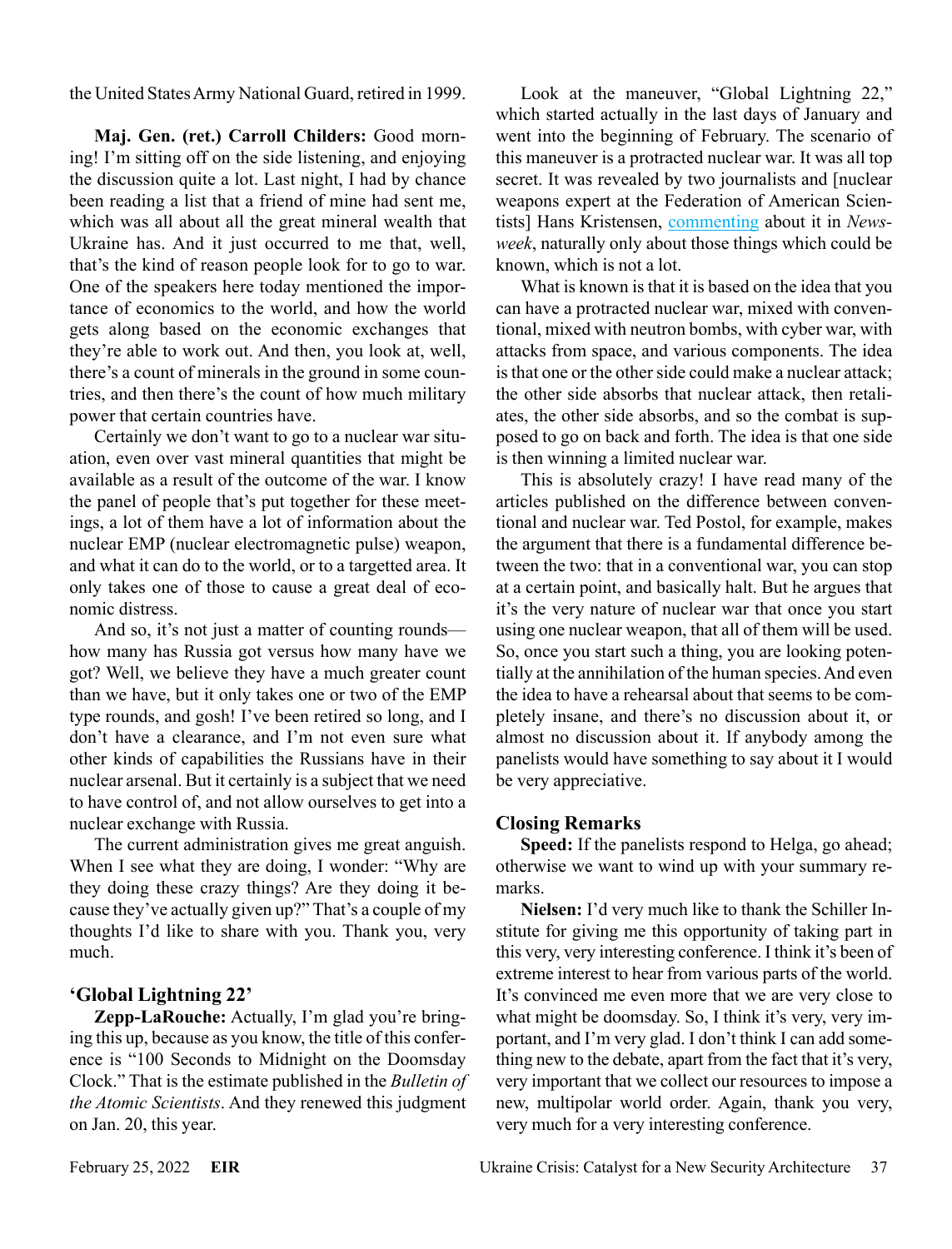the United States Army National Guard, retired in 1999.

**Maj. Gen. (ret.) Carroll Childers:** Good morning! I'm sitting off on the side listening, and enjoying the discussion quite a lot. Last night, I had by chance been reading a list that a friend of mine had sent me, which was all about all the great mineral wealth that Ukraine has. And it just occurred to me that, well, that's the kind of reason people look for to go to war. One of the speakers here today mentioned the importance of economics to the world, and how the world gets along based on the economic exchanges that they're able to work out. And then, you look at, well, there's a count of minerals in the ground in some countries, and then there's the count of how much military power that certain countries have.

Certainly we don't want to go to a nuclear war situation, even over vast mineral quantities that might be available as a result of the outcome of the war. I know the panel of people that's put together for these meetings, a lot of them have a lot of information about the nuclear EMP (nuclear electromagnetic pulse) weapon, and what it can do to the world, or to a targetted area. It only takes one of those to cause a great deal of economic distress.

And so, it's not just a matter of counting rounds—how many has Russia got versus how many have we got? Well, we believe they have a much greater count than we have, but it only takes one or two of the EMP type rounds, and gosh! I've been retired so long, and I don't have a clearance, and I'm not even sure what other kinds of capabilities the Russians have in their nuclear arsenal. But it certainly is a subject that we need to have control of, and not allow ourselves to get into a nuclear exchange with Russia.

The current administration gives me great anguish. When I see what they are doing, I wonder: "Why are they doing these crazy things? Are they doing it because they've actually given up?" That's a couple of my thoughts I'd like to share with you. Thank you, very much.

## 'Global Lightning 22'

**Zepp-LaRouche:** Actually, I'm glad you're bringing this up, because as you know, the title of this conference is "100 Seconds to Midnight on the Doomsday Clock." That is the estimate published in the *Bulletin of the Atomic Scientists*. And they renewed this judgment on Jan. 20, this year.

Look at the maneuver, "Global Lightning 22," which started actually in the last days of January and went into the beginning of February. The scenario of this maneuver is a protracted nuclear war. It was all top secret. It was revealed by two journalists and [nuclear weapons expert at the Federation of American Scientists] Hans Kristensen, commenting about it in *Newsweek*, naturally only about those things which could be known, which is not a lot.

What is known is that it is based on the idea that you can have a protracted nuclear war, mixed with conventional, mixed with neutron bombs, with cyber war, with attacks from space, and various components. The idea is that one or the other side could make a nuclear attack; the other side absorbs that nuclear attack, then retaliates, the other side absorbs, and so the combat is supposed to go on back and forth. The idea is that one side is then winning a limited nuclear war.

This is absolutely crazy! I have read many of the articles published on the difference between conventional and nuclear war. Ted Postol, for example, makes the argument that there is a fundamental difference between the two: that in a conventional war, you can stop at a certain point, and basically halt. But he argues that it's the very nature of nuclear war that once you start using one nuclear weapon, that all of them will be used. So, once you start such a thing, you are looking potentially at the annihilation of the human species. And even the idea to have a rehearsal about that seems to be completely insane, and there's no discussion about it, or almost no discussion about it. If anybody among the panelists would have something to say about it I would be very appreciative.

## Closing Remarks

**Speed:** If the panelists respond to Helga, go ahead; otherwise we want to wind up with your summary remarks.

**Nielsen:** I'd very much like to thank the Schiller Institute for giving me this opportunity of taking part in this very, very interesting conference. I think it's been of extreme interest to hear from various parts of the world. It's convinced me even more that we are very close to what might be doomsday. So, I think it's very, very important, and I'm very glad. I don't think I can add something new to the debate, apart from the fact that it's very, very important that we collect our resources to impose a new, multipolar world order. Again, thank you very, very much for a very interesting conference.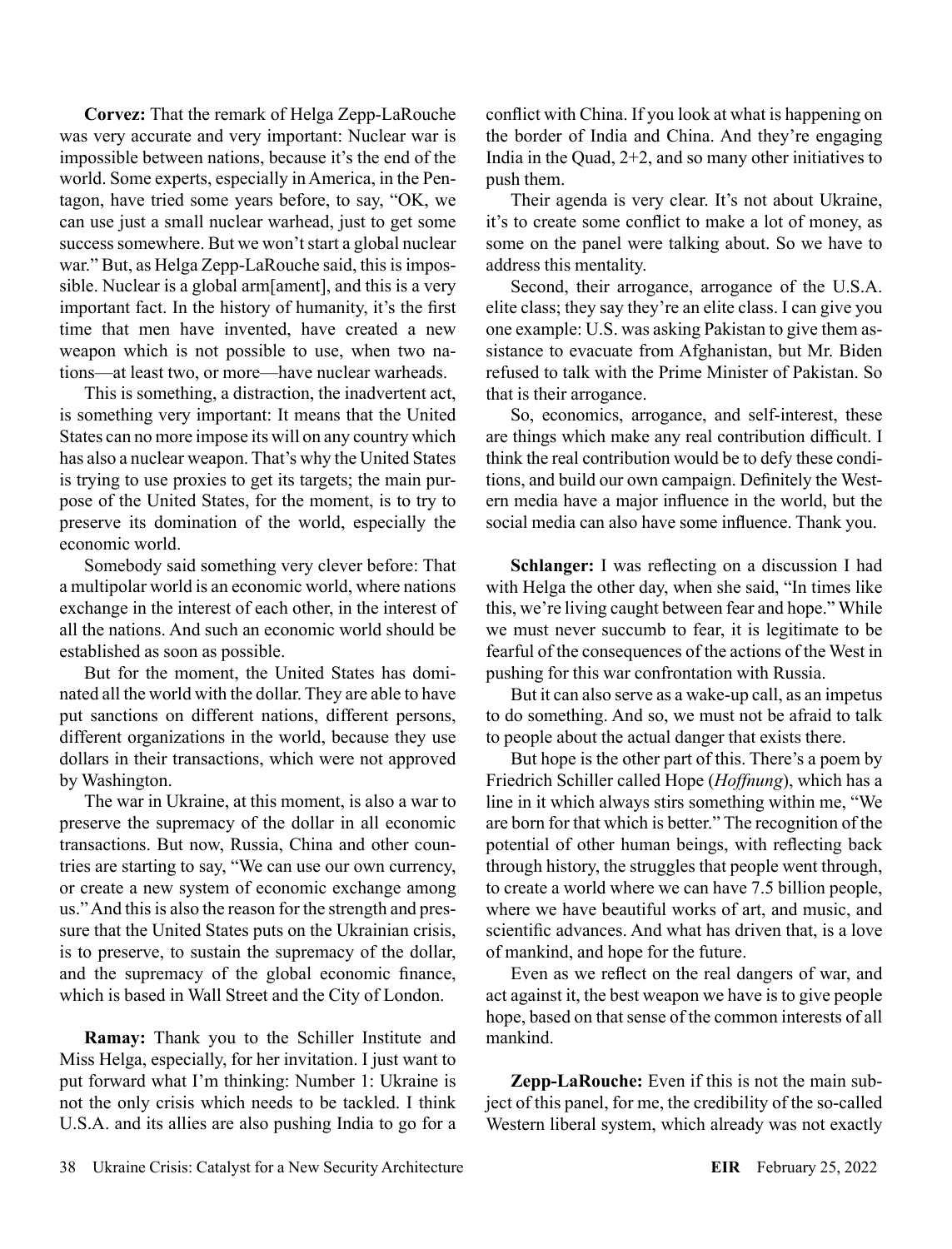**Corvez:** That the remark of Helga Zepp-LaRouche was very accurate and very important: Nuclear war is impossible between nations, because it's the end of the world. Some experts, especially in America, in the Pentagon, have tried some years before, to say, "OK, we can use just a small nuclear warhead, just to get some success somewhere. But we won't start a global nuclear war." But, as Helga Zepp-LaRouche said, this is impossible. Nuclear is a global arm[ament], and this is a very important fact. In the history of humanity, it's the first time that men have invented, have created a new weapon which is not possible to use, when two nations—at least two, or more—have nuclear warheads.

This is something, a distraction, the inadvertent act, is something very important: It means that the United States can no more impose its will on any country which has also a nuclear weapon. That's why the United States is trying to use proxies to get its targets; the main purpose of the United States, for the moment, is to try to preserve its domination of the world, especially the economic world.

Somebody said something very clever before: That a multipolar world is an economic world, where nations exchange in the interest of each other, in the interest of all the nations. And such an economic world should be established as soon as possible.

But for the moment, the United States has dominated all the world with the dollar. They are able to have put sanctions on different nations, different persons, different organizations in the world, because they use dollars in their transactions, which were not approved by Washington.

The war in Ukraine, at this moment, is also a war to preserve the supremacy of the dollar in all economic transactions. But now, Russia, China and other countries are starting to say, "We can use our own currency, or create a new system of economic exchange among us." And this is also the reason for the strength and pressure that the United States puts on the Ukrainian crisis, is to preserve, to sustain the supremacy of the dollar, and the supremacy of the global economic finance, which is based in Wall Street and the City of London.

**Ramay:** Thank you to the Schiller Institute and Miss Helga, especially, for her invitation. I just want to put forward what I'm thinking: Number 1: Ukraine is not the only crisis which needs to be tackled. I think U.S.A. and its allies are also pushing India to go for a conflict with China. If you look at what is happening on the border of India and China. And they're engaging India in the Quad, 2+2, and so many other initiatives to push them.

Their agenda is very clear. It's not about Ukraine, it's to create some conflict to make a lot of money, as some on the panel were talking about. So we have to address this mentality.

Second, their arrogance, arrogance of the U.S.A. elite class; they say they're an elite class. I can give you one example: U.S. was asking Pakistan to give them assistance to evacuate from Afghanistan, but Mr. Biden refused to talk with the Prime Minister of Pakistan. So that is their arrogance.

So, economics, arrogance, and self-interest, these are things which make any real contribution difficult. I think the real contribution would be to defy these conditions, and build our own campaign. Definitely the Western media have a major influence in the world, but the social media can also have some influence. Thank you.

**Schlanger:** I was reflecting on a discussion I had with Helga the other day, when she said, "In times like this, we're living caught between fear and hope." While we must never succumb to fear, it is legitimate to be fearful of the consequences of the actions of the West in pushing for this war confrontation with Russia.

But it can also serve as a wake-up call, as an impetus to do something. And so, we must not be afraid to talk to people about the actual danger that exists there.

But hope is the other part of this. There's a poem by Friedrich Schiller called Hope (*Hoffnung*), which has a line in it which always stirs something within me, "We are born for that which is better." The recognition of the potential of other human beings, with reflecting back through history, the struggles that people went through, to create a world where we can have 7.5 billion people, where we have beautiful works of art, and music, and scientific advances. And what has driven that, is a love of mankind, and hope for the future.

Even as we reflect on the real dangers of war, and act against it, the best weapon we have is to give people hope, based on that sense of the common interests of all mankind.

**Zepp-LaRouche:** Even if this is not the main subject of this panel, for me, the credibility of the so-called Western liberal system, which already was not exactly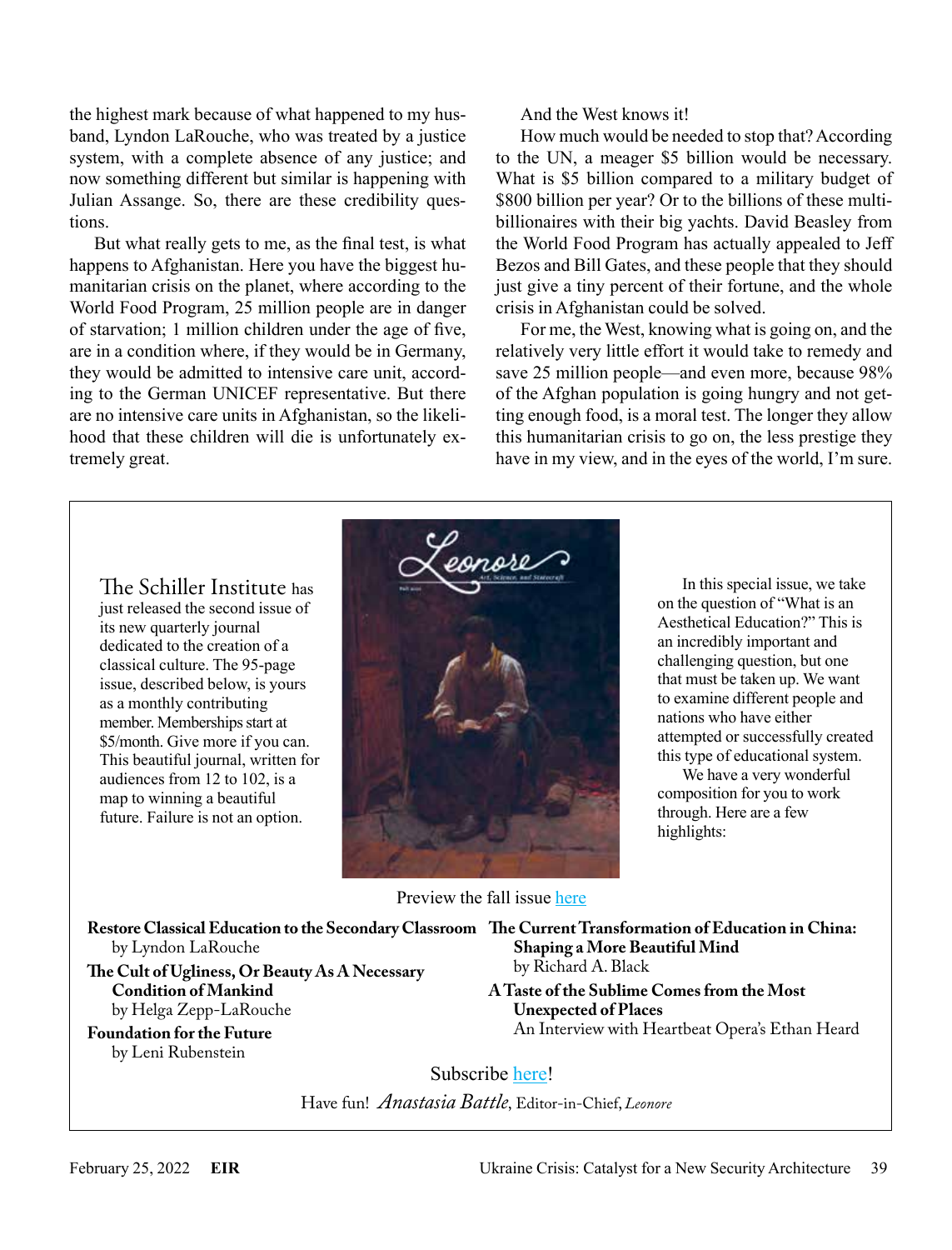the highest mark because of what happened to my husband, Lyndon LaRouche, who was treated by a justice system, with a complete absence of any justice; and now something different but similar is happening with Julian Assange. So, there are these credibility questions.

But what really gets to me, as the final test, is what happens to Afghanistan. Here you have the biggest humanitarian crisis on the planet, where according to the World Food Program, 25 million people are in danger of starvation; 1 million children under the age of five, are in a condition where, if they would be in Germany, they would be admitted to intensive care unit, according to the German UNICEF representative. But there are no intensive care units in Afghanistan, so the likelihood that these children will die is unfortunately extremely great.

And the West knows it!

How much would be needed to stop that? According to the UN, a meager $5 billion would be necessary. What is $5 billion compared to a military budget of $800 billion per year? Or to the billions of these multibillionaires with their big yachts. David Beasley from the World Food Program has actually appealed to Jeff Bezos and Bill Gates, and these people that they should just give a tiny percent of their fortune, and the whole crisis in Afghanistan could be solved.

For me, the West, knowing what is going on, and the relatively very little effort it would take to remedy and save 25 million people—and even more, because 98% of the Afghan population is going hungry and not getting enough food, is a moral test. The longer they allow this humanitarian crisis to go on, the less prestige they have in my view, and in the eyes of the world, I'm sure.

---

The Schiller Institute has just released the second issue of its new quarterly journal dedicated to the creation of a classical culture. The 95-page issue, described below, is yours as a monthly contributing member. Memberships start at $5/month. Give more if you can. This beautiful journal, written for audiences from 12 to 102, is a map to winning a beautiful future. Failure is not an option.

In this special issue, we take on the question of "What is an Aesthetical Education?" This is an incredibly important and challenging question, but one that must be taken up. We want to examine different people and nations who have either attempted or successfully created this type of educational system.

We have a very wonderful composition for you to work through. Here are a few highlights:

Preview the fall issue here

**Restore Classical Education to the Secondary Classroom**
by Lyndon LaRouche

**The Cult of Ugliness, Or Beauty As A Necessary Condition of Mankind**
by Helga Zepp-LaRouche

**Foundation for the Future**
by Leni Rubenstein

**The Current Transformation of Education in China: Shaping a More Beautiful Mind**
by Richard A. Black

**A Taste of the Sublime Comes from the Most Unexpected of Places**
An Interview with Heartbeat Opera's Ethan Heard

Subscribe here!

Have fun! *Anastasia Battle*, Editor-in-Chief, *Leonore*